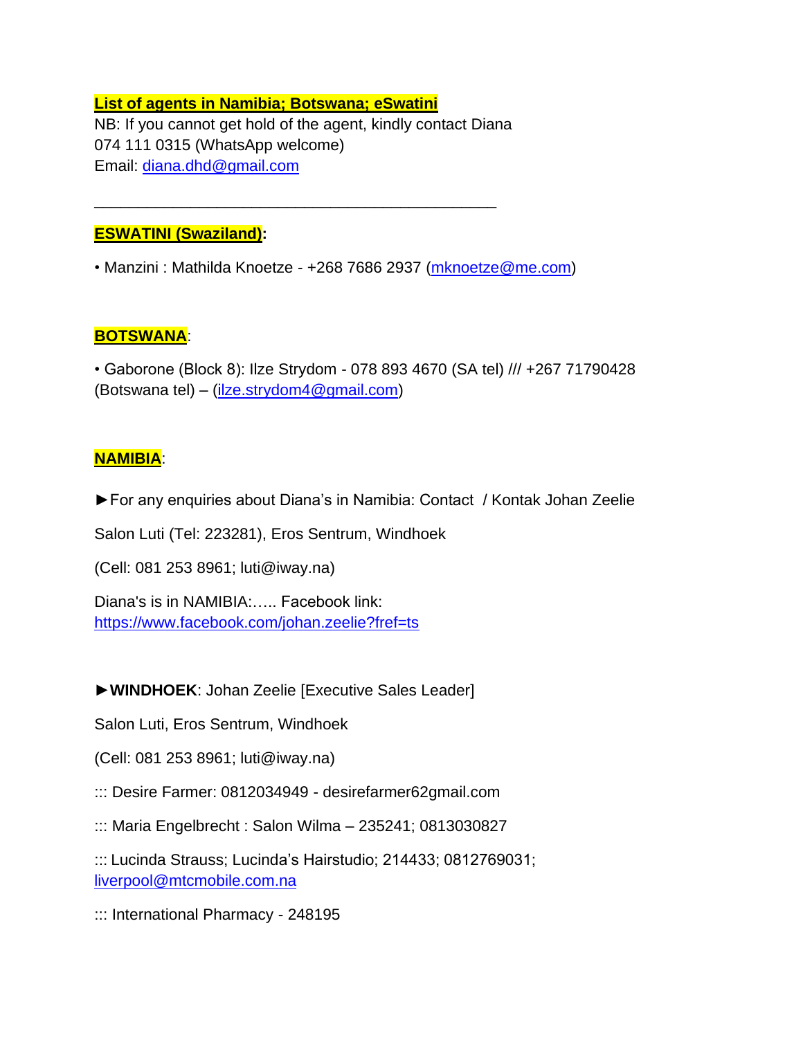**List of agents in Namibia; Botswana; eSwatini**

NB: If you cannot get hold of the agent, kindly contact Diana
074 111 0315 (WhatsApp welcome)
Email: diana.dhd@gmail.com

---

**ESWATINI (Swaziland):**

- Manzini : Mathilda Knoetze - +268 7686 2937 (mknoetze@me.com)

**BOTSWANA**:

- Gaborone (Block 8): Ilze Strydom - 078 893 4670 (SA tel) /// +267 71790428 (Botswana tel) – (ilze.strydom4@gmail.com)

**NAMIBIA**:

►For any enquiries about Diana's in Namibia: Contact / Kontak Johan Zeelie

Salon Luti (Tel: 223281), Eros Sentrum, Windhoek

(Cell: 081 253 8961; luti@iway.na)

Diana's is in NAMIBIA:….. Facebook link:
https://www.facebook.com/johan.zeelie?fref=ts

►**WINDHOEK**: Johan Zeelie [Executive Sales Leader]

Salon Luti, Eros Sentrum, Windhoek

(Cell: 081 253 8961; luti@iway.na)

::: Desire Farmer: 0812034949 - desirefarmer62gmail.com

::: Maria Engelbrecht : Salon Wilma – 235241; 0813030827

::: Lucinda Strauss; Lucinda's Hairstudio; 214433; 0812769031; liverpool@mtcmobile.com.na

::: International Pharmacy - 248195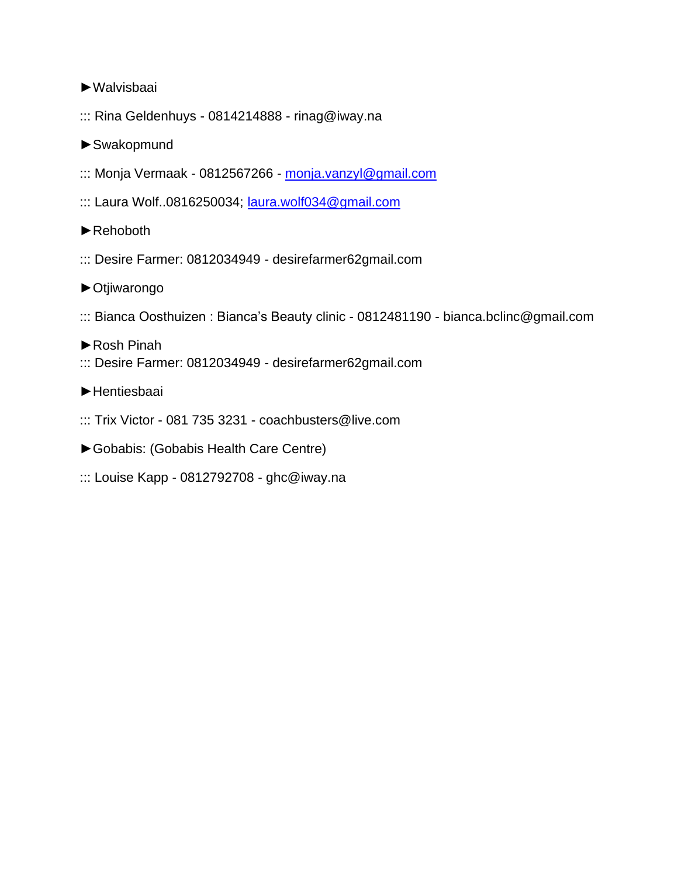►Walvisbaai

::: Rina Geldenhuys - 0814214888 - rinag@iway.na

►Swakopmund

::: Monja Vermaak - 0812567266 - monja.vanzyl@gmail.com

::: Laura Wolf..0816250034; laura.wolf034@gmail.com

►Rehoboth

::: Desire Farmer: 0812034949 - desirefarmer62gmail.com

►Otjiwarongo

::: Bianca Oosthuizen : Bianca's Beauty clinic - 0812481190 - bianca.bclinc@gmail.com

►Rosh Pinah
::: Desire Farmer: 0812034949 - desirefarmer62gmail.com

►Hentiesbaai

::: Trix Victor - 081 735 3231 - coachbusters@live.com

►Gobabis: (Gobabis Health Care Centre)

::: Louise Kapp - 0812792708 - ghc@iway.na